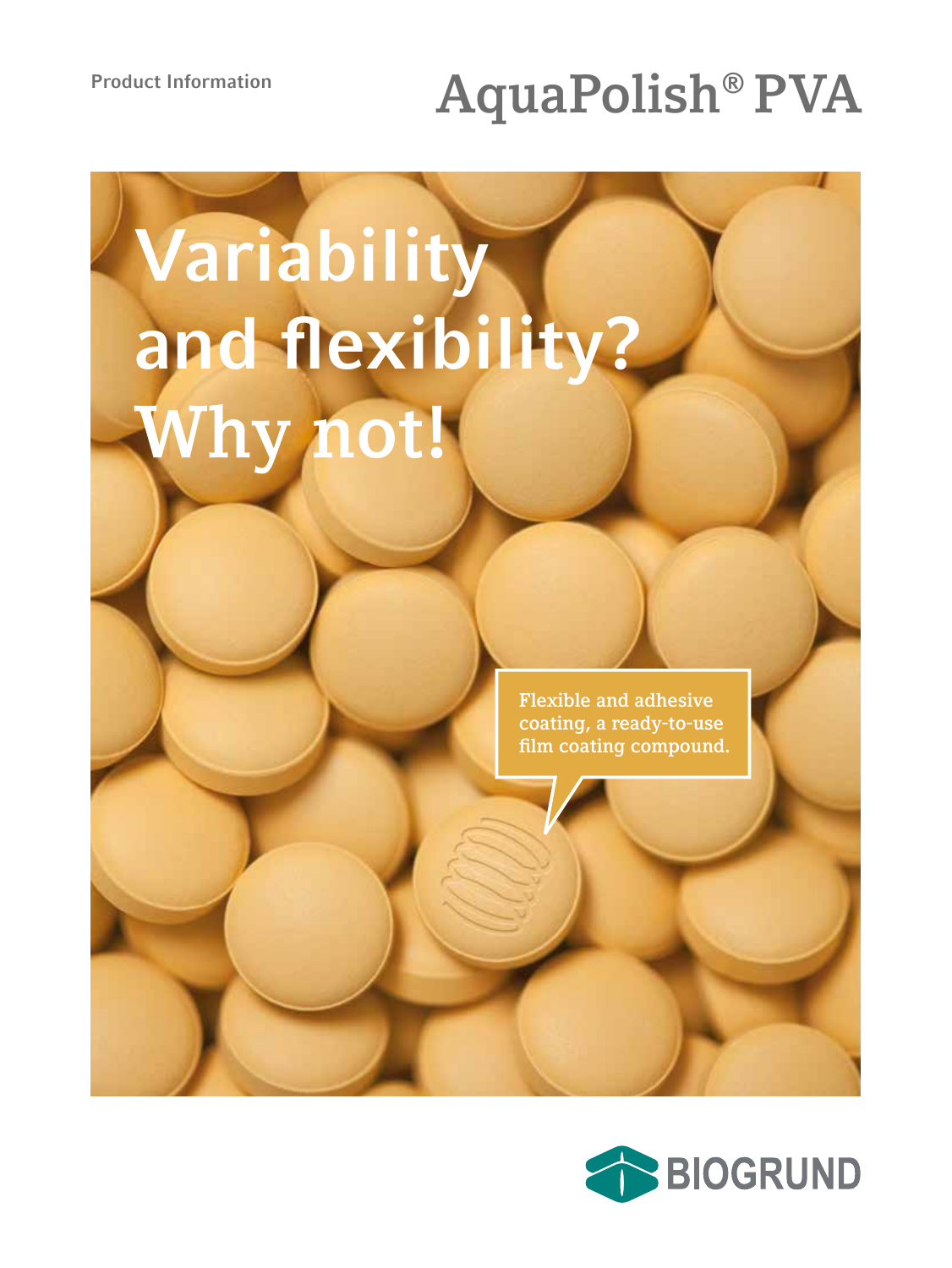Product Information

# AquaPolish® PVA

## Variability and flexibility? Why not!

Flexible and adhesive coating, a ready-to-use film coating compound.

BIOGRUND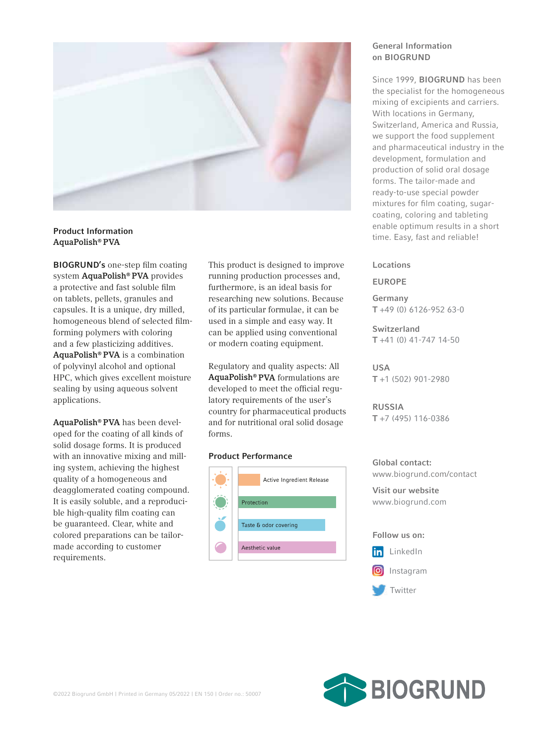## Product Information AquaPolish® PVA

**BIOGRUND's** one-step film coating system **AquaPolish® PVA** provides a protective and fast soluble film on tablets, pellets, granules and capsules. It is a unique, dry milled, homogeneous blend of selected film-forming polymers with coloring and a few plasticizing additives. **AquaPolish® PVA** is a combination of polyvinyl alcohol and optional HPC, which gives excellent moisture sealing by using aqueous solvent applications.

**AquaPolish® PVA** has been developed for the coating of all kinds of solid dosage forms. It is produced with an innovative mixing and milling system, achieving the highest quality of a homogeneous and deagglomerated coating compound. It is easily soluble, and a reproducible high-quality film coating can be guaranteed. Clear, white and colored preparations can be tailor-made according to customer requirements.

This product is designed to improve running production processes and, furthermore, is an ideal basis for researching new solutions. Because of its particular formulae, it can be used in a simple and easy way. It can be applied using conventional or modern coating equipment.

Regulatory and quality aspects: All **AquaPolish® PVA** formulations are developed to meet the official regulatory requirements of the user's country for pharmaceutical products and for nutritional oral solid dosage forms.

### Product Performance

Active Ingredient Release

Protection

Taste & odor covering

Aesthetic value

## General Information on BIOGRUND

Since 1999, **BIOGRUND** has been the specialist for the homogeneous mixing of excipients and carriers. With locations in Germany, Switzerland, America and Russia, we support the food supplement and pharmaceutical industry in the development, formulation and production of solid oral dosage forms. The tailor-made and ready-to-use special powder mixtures for film coating, sugar-coating, coloring and tableting enable optimum results in a short time. Easy, fast and reliable!

### Locations

**EUROPE**

**Germany**
**T** +49 (0) 6126-952 63-0

**Switzerland**
**T** +41 (0) 41-747 14-50

**USA**
**T** +1 (502) 901-2980

**RUSSIA**
**T** +7 (495) 116-0386

**Global contact:**
www.biogrund.com/contact

**Visit our website**
www.biogrund.com

**Follow us on:**

- LinkedIn
- Instagram
- Twitter

BIOGRUND

©2022 Biogrund GmbH | Printed in Germany 05/2022 | EN 150 | Order no.: 50007